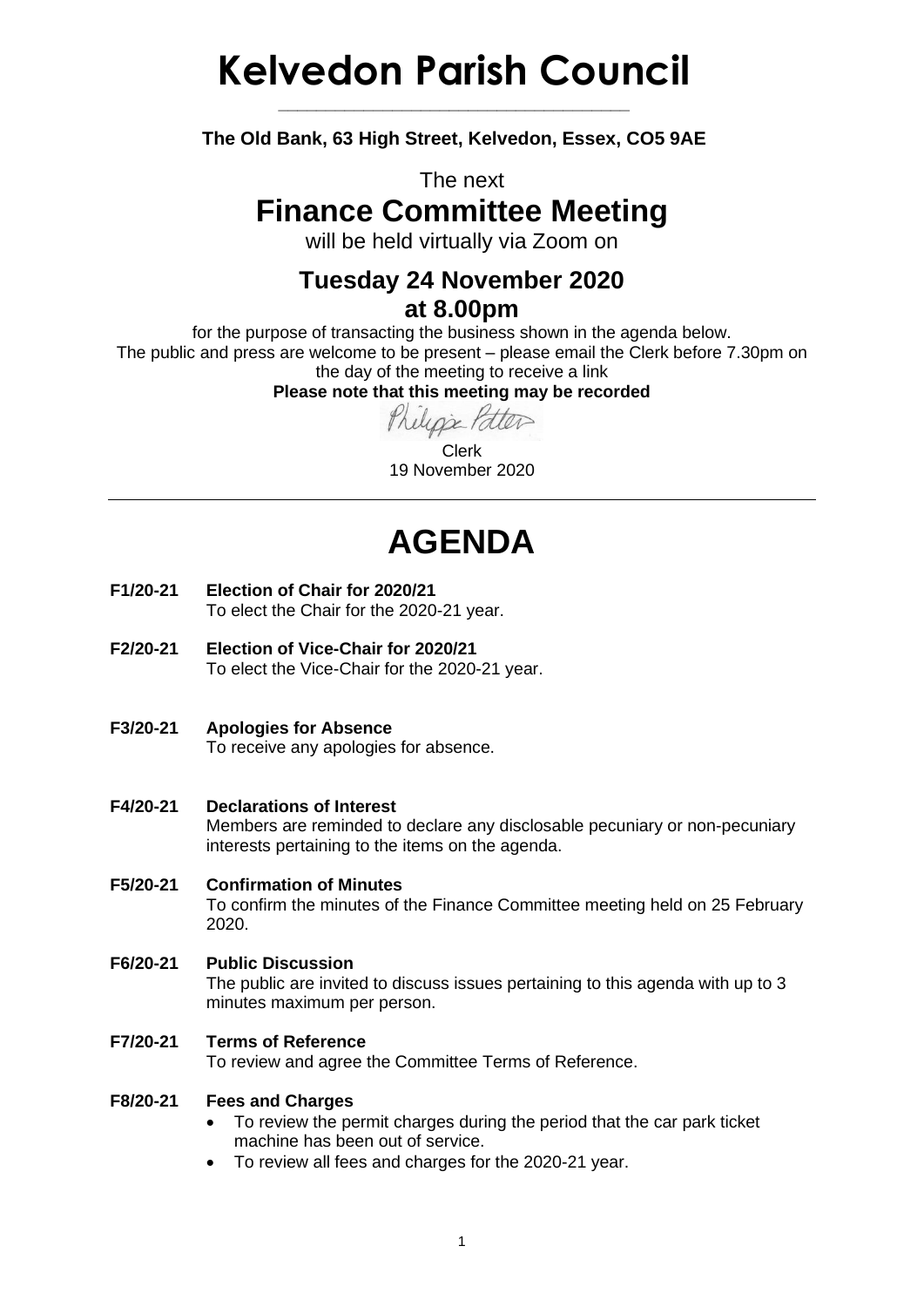# Kelvedon Parish Council

**The Old Bank, 63 High Street, Kelvedon, Essex, CO5 9AE**

The next

## Finance Committee Meeting

will be held virtually via Zoom on

### Tuesday 24 November 2020
### at 8.00pm

for the purpose of transacting the business shown in the agenda below.
The public and press are welcome to be present – please email the Clerk before 7.30pm on the day of the meeting to receive a link

**Please note that this meeting may be recorded**

Philippa Potter

Clerk
19 November 2020

---

# AGENDA

**F1/20-21 Election of Chair for 2020/21**
To elect the Chair for the 2020-21 year.

**F2/20-21 Election of Vice-Chair for 2020/21**
To elect the Vice-Chair for the 2020-21 year.

**F3/20-21 Apologies for Absence**
To receive any apologies for absence.

**F4/20-21 Declarations of Interest**
Members are reminded to declare any disclosable pecuniary or non-pecuniary interests pertaining to the items on the agenda.

**F5/20-21 Confirmation of Minutes**
To confirm the minutes of the Finance Committee meeting held on 25 February 2020.

**F6/20-21 Public Discussion**
The public are invited to discuss issues pertaining to this agenda with up to 3 minutes maximum per person.

**F7/20-21 Terms of Reference**
To review and agree the Committee Terms of Reference.

**F8/20-21 Fees and Charges**

- To review the permit charges during the period that the car park ticket machine has been out of service.
- To review all fees and charges for the 2020-21 year.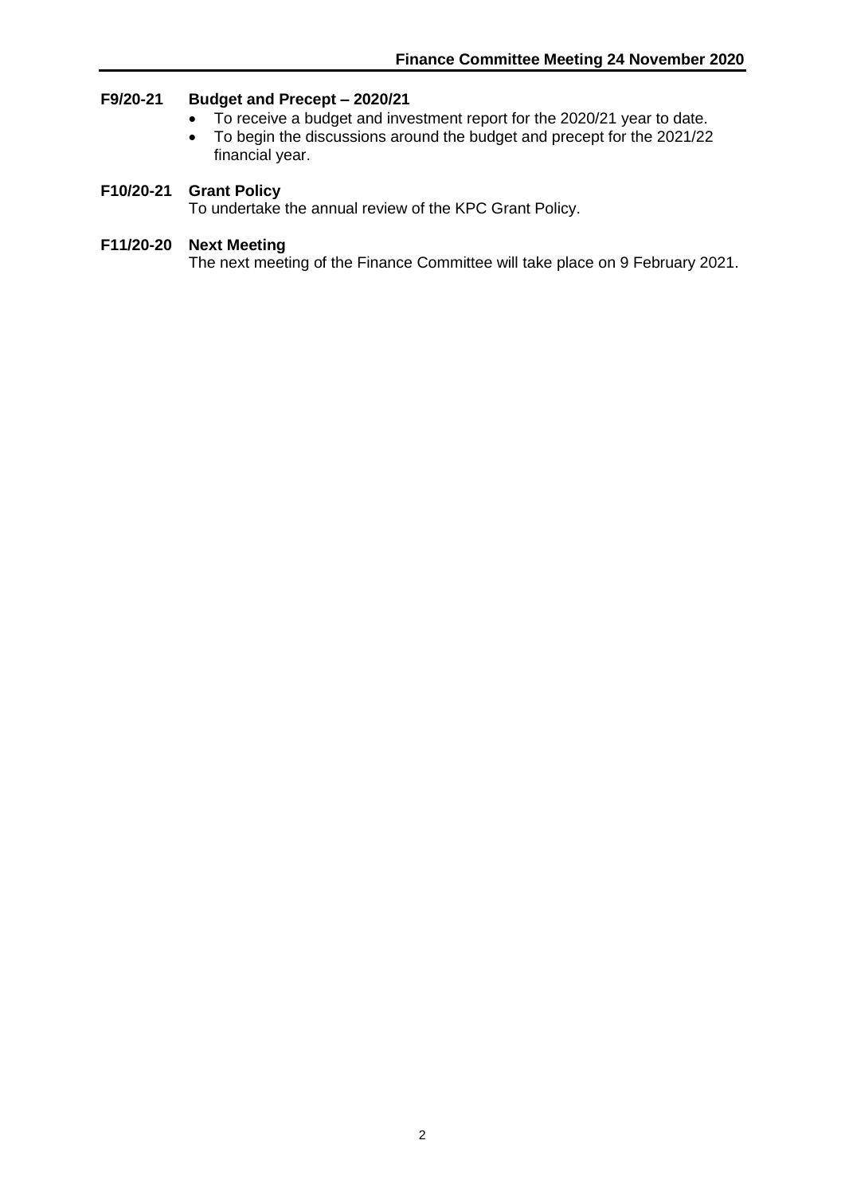**F9/20-21 Budget and Precept – 2020/21**

- To receive a budget and investment report for the 2020/21 year to date.
- To begin the discussions around the budget and precept for the 2021/22 financial year.

**F10/20-21 Grant Policy**

To undertake the annual review of the KPC Grant Policy.

**F11/20-20 Next Meeting**

The next meeting of the Finance Committee will take place on 9 February 2021.